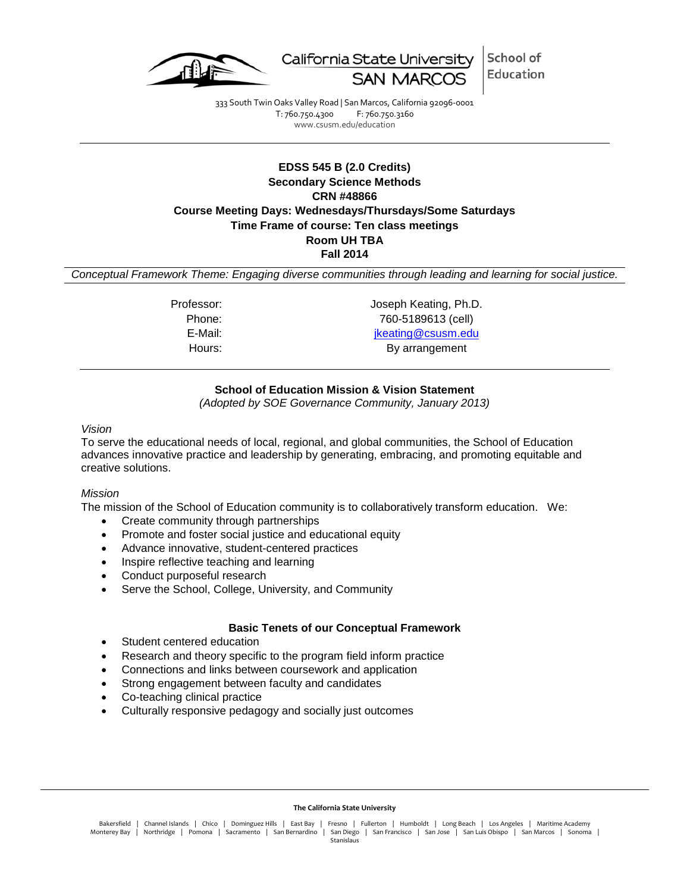California State University SAN MARCOS | School of Education

333 South Twin Oaks Valley Road | San Marcos, California 92096-0001
T: 760.750.4300 F: 760.750.3160
www.csusm.edu/education

---

**EDSS 545 B (2.0 Credits)**
**Secondary Science Methods**
**CRN #48866**
**Course Meeting Days: Wednesdays/Thursdays/Some Saturdays**
**Time Frame of course: Ten class meetings**
**Room UH TBA**
**Fall 2014**

*Conceptual Framework Theme: Engaging diverse communities through leading and learning for social justice.*

| | |
|---|---|
| Professor: | Joseph Keating, Ph.D. |
| Phone: | 760-5189613 (cell) |
| E-Mail: | jkeating@csusm.edu |
| Hours: | By arrangement |

---

### School of Education Mission & Vision Statement

*(Adopted by SOE Governance Community, January 2013)*

*Vision*

To serve the educational needs of local, regional, and global communities, the School of Education advances innovative practice and leadership by generating, embracing, and promoting equitable and creative solutions.

*Mission*

The mission of the School of Education community is to collaboratively transform education. We:

- Create community through partnerships
- Promote and foster social justice and educational equity
- Advance innovative, student-centered practices
- Inspire reflective teaching and learning
- Conduct purposeful research
- Serve the School, College, University, and Community

### Basic Tenets of our Conceptual Framework

- Student centered education
- Research and theory specific to the program field inform practice
- Connections and links between coursework and application
- Strong engagement between faculty and candidates
- Co-teaching clinical practice
- Culturally responsive pedagogy and socially just outcomes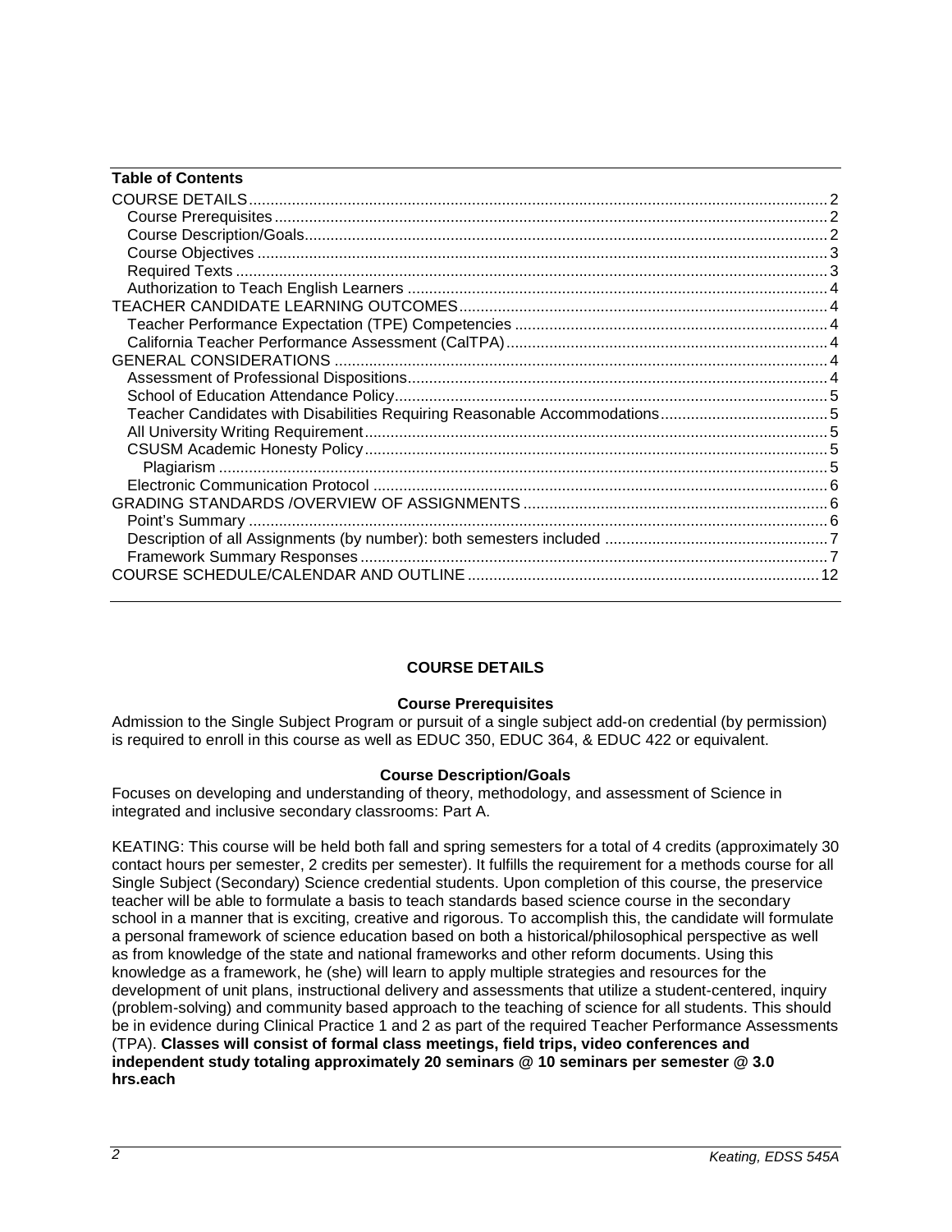**Table of Contents**

COURSE DETAILS ........ 2
- Course Prerequisites ........ 2
- Course Description/Goals ........ 2
- Course Objectives ........ 3
- Required Texts ........ 3
- Authorization to Teach English Learners ........ 4

TEACHER CANDIDATE LEARNING OUTCOMES ........ 4
- Teacher Performance Expectation (TPE) Competencies ........ 4
- California Teacher Performance Assessment (CalTPA) ........ 4

GENERAL CONSIDERATIONS ........ 4
- Assessment of Professional Dispositions ........ 4
- School of Education Attendance Policy ........ 5
- Teacher Candidates with Disabilities Requiring Reasonable Accommodations ........ 5
- All University Writing Requirement ........ 5
- CSUSM Academic Honesty Policy ........ 5
  - Plagiarism ........ 5
- Electronic Communication Protocol ........ 6

GRADING STANDARDS /OVERVIEW OF ASSIGNMENTS ........ 6
- Point's Summary ........ 6
- Description of all Assignments (by number): both semesters included ........ 7
- Framework Summary Responses ........ 7

COURSE SCHEDULE/CALENDAR AND OUTLINE ........ 12

## COURSE DETAILS

### Course Prerequisites

Admission to the Single Subject Program or pursuit of a single subject add-on credential (by permission) is required to enroll in this course as well as EDUC 350, EDUC 364, & EDUC 422 or equivalent.

### Course Description/Goals

Focuses on developing and understanding of theory, methodology, and assessment of Science in integrated and inclusive secondary classrooms: Part A.

KEATING: This course will be held both fall and spring semesters for a total of 4 credits (approximately 30 contact hours per semester, 2 credits per semester). It fulfills the requirement for a methods course for all Single Subject (Secondary) Science credential students. Upon completion of this course, the preservice teacher will be able to formulate a basis to teach standards based science course in the secondary school in a manner that is exciting, creative and rigorous. To accomplish this, the candidate will formulate a personal framework of science education based on both a historical/philosophical perspective as well as from knowledge of the state and national frameworks and other reform documents. Using this knowledge as a framework, he (she) will learn to apply multiple strategies and resources for the development of unit plans, instructional delivery and assessments that utilize a student-centered, inquiry (problem-solving) and community based approach to the teaching of science for all students. This should be in evidence during Clinical Practice 1 and 2 as part of the required Teacher Performance Assessments (TPA). **Classes will consist of formal class meetings, field trips, video conferences and independent study totaling approximately 20 seminars @ 10 seminars per semester @ 3.0 hrs.each**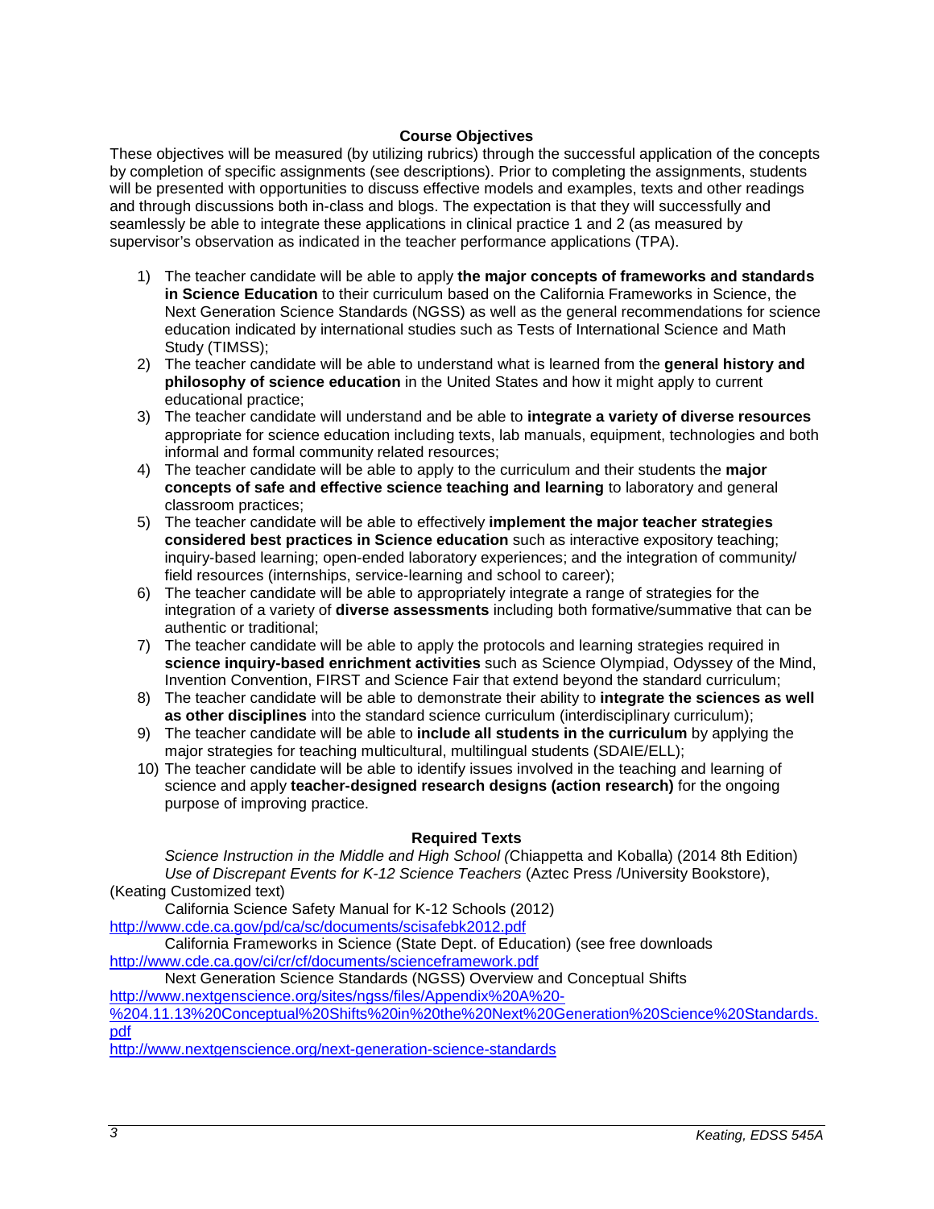## Course Objectives

These objectives will be measured (by utilizing rubrics) through the successful application of the concepts by completion of specific assignments (see descriptions). Prior to completing the assignments, students will be presented with opportunities to discuss effective models and examples, texts and other readings and through discussions both in-class and blogs. The expectation is that they will successfully and seamlessly be able to integrate these applications in clinical practice 1 and 2 (as measured by supervisor's observation as indicated in the teacher performance applications (TPA).

1) The teacher candidate will be able to apply **the major concepts of frameworks and standards in Science Education** to their curriculum based on the California Frameworks in Science, the Next Generation Science Standards (NGSS) as well as the general recommendations for science education indicated by international studies such as Tests of International Science and Math Study (TIMSS);
2) The teacher candidate will be able to understand what is learned from the **general history and philosophy of science education** in the United States and how it might apply to current educational practice;
3) The teacher candidate will understand and be able to **integrate a variety of diverse resources** appropriate for science education including texts, lab manuals, equipment, technologies and both informal and formal community related resources;
4) The teacher candidate will be able to apply to the curriculum and their students the **major concepts of safe and effective science teaching and learning** to laboratory and general classroom practices;
5) The teacher candidate will be able to effectively **implement the major teacher strategies considered best practices in Science education** such as interactive expository teaching; inquiry-based learning; open-ended laboratory experiences; and the integration of community/ field resources (internships, service-learning and school to career);
6) The teacher candidate will be able to appropriately integrate a range of strategies for the integration of a variety of **diverse assessments** including both formative/summative that can be authentic or traditional;
7) The teacher candidate will be able to apply the protocols and learning strategies required in **science inquiry-based enrichment activities** such as Science Olympiad, Odyssey of the Mind, Invention Convention, FIRST and Science Fair that extend beyond the standard curriculum;
8) The teacher candidate will be able to demonstrate their ability to **integrate the sciences as well as other disciplines** into the standard science curriculum (interdisciplinary curriculum);
9) The teacher candidate will be able to **include all students in the curriculum** by applying the major strategies for teaching multicultural, multilingual students (SDAIE/ELL);
10) The teacher candidate will be able to identify issues involved in the teaching and learning of science and apply **teacher-designed research designs (action research)** for the ongoing purpose of improving practice.

## Required Texts

*Science Instruction in the Middle and High School (*Chiappetta and Koballa) (2014 8th Edition)

*Use of Discrepant Events for K-12 Science Teachers* (Aztec Press /University Bookstore), (Keating Customized text)

California Science Safety Manual for K-12 Schools (2012)
http://www.cde.ca.gov/pd/ca/sc/documents/scisafebk2012.pdf

California Frameworks in Science (State Dept. of Education) (see free downloads
http://www.cde.ca.gov/ci/cr/cf/documents/scienceframework.pdf

Next Generation Science Standards (NGSS) Overview and Conceptual Shifts
http://www.nextgenscience.org/sites/ngss/files/Appendix%20A%20-%204.11.13%20Conceptual%20Shifts%20in%20the%20Next%20Generation%20Science%20Standards.pdf
http://www.nextgenscience.org/next-generation-science-standards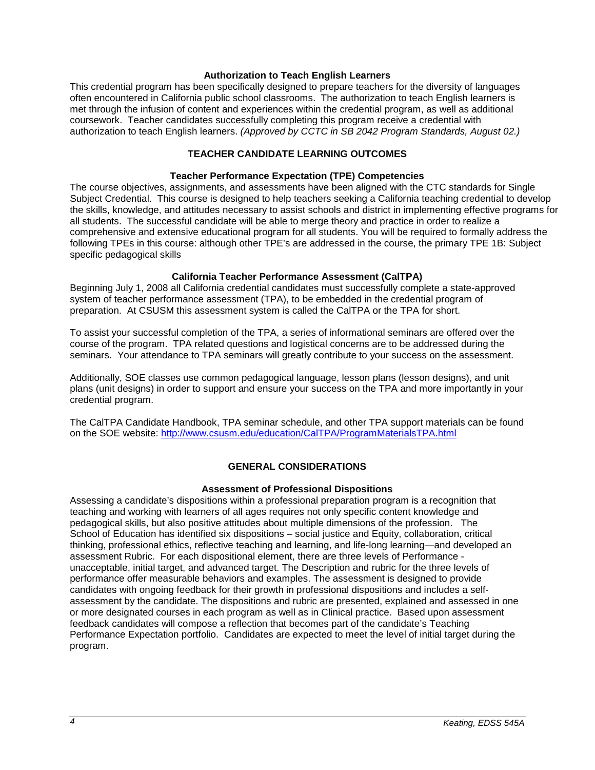### Authorization to Teach English Learners

This credential program has been specifically designed to prepare teachers for the diversity of languages often encountered in California public school classrooms. The authorization to teach English learners is met through the infusion of content and experiences within the credential program, as well as additional coursework. Teacher candidates successfully completing this program receive a credential with authorization to teach English learners. *(Approved by CCTC in SB 2042 Program Standards, August 02.)*

## TEACHER CANDIDATE LEARNING OUTCOMES

### Teacher Performance Expectation (TPE) Competencies

The course objectives, assignments, and assessments have been aligned with the CTC standards for Single Subject Credential. This course is designed to help teachers seeking a California teaching credential to develop the skills, knowledge, and attitudes necessary to assist schools and district in implementing effective programs for all students. The successful candidate will be able to merge theory and practice in order to realize a comprehensive and extensive educational program for all students. You will be required to formally address the following TPEs in this course: although other TPE's are addressed in the course, the primary TPE 1B: Subject specific pedagogical skills

### California Teacher Performance Assessment (CalTPA)

Beginning July 1, 2008 all California credential candidates must successfully complete a state-approved system of teacher performance assessment (TPA), to be embedded in the credential program of preparation. At CSUSM this assessment system is called the CalTPA or the TPA for short.

To assist your successful completion of the TPA, a series of informational seminars are offered over the course of the program. TPA related questions and logistical concerns are to be addressed during the seminars. Your attendance to TPA seminars will greatly contribute to your success on the assessment.

Additionally, SOE classes use common pedagogical language, lesson plans (lesson designs), and unit plans (unit designs) in order to support and ensure your success on the TPA and more importantly in your credential program.

The CalTPA Candidate Handbook, TPA seminar schedule, and other TPA support materials can be found on the SOE website: http://www.csusm.edu/education/CalTPA/ProgramMaterialsTPA.html

## GENERAL CONSIDERATIONS

### Assessment of Professional Dispositions

Assessing a candidate's dispositions within a professional preparation program is a recognition that teaching and working with learners of all ages requires not only specific content knowledge and pedagogical skills, but also positive attitudes about multiple dimensions of the profession. The School of Education has identified six dispositions – social justice and Equity, collaboration, critical thinking, professional ethics, reflective teaching and learning, and life-long learning—and developed an assessment Rubric. For each dispositional element, there are three levels of Performance - unacceptable, initial target, and advanced target. The Description and rubric for the three levels of performance offer measurable behaviors and examples. The assessment is designed to provide candidates with ongoing feedback for their growth in professional dispositions and includes a self-assessment by the candidate. The dispositions and rubric are presented, explained and assessed in one or more designated courses in each program as well as in Clinical practice. Based upon assessment feedback candidates will compose a reflection that becomes part of the candidate's Teaching Performance Expectation portfolio. Candidates are expected to meet the level of initial target during the program.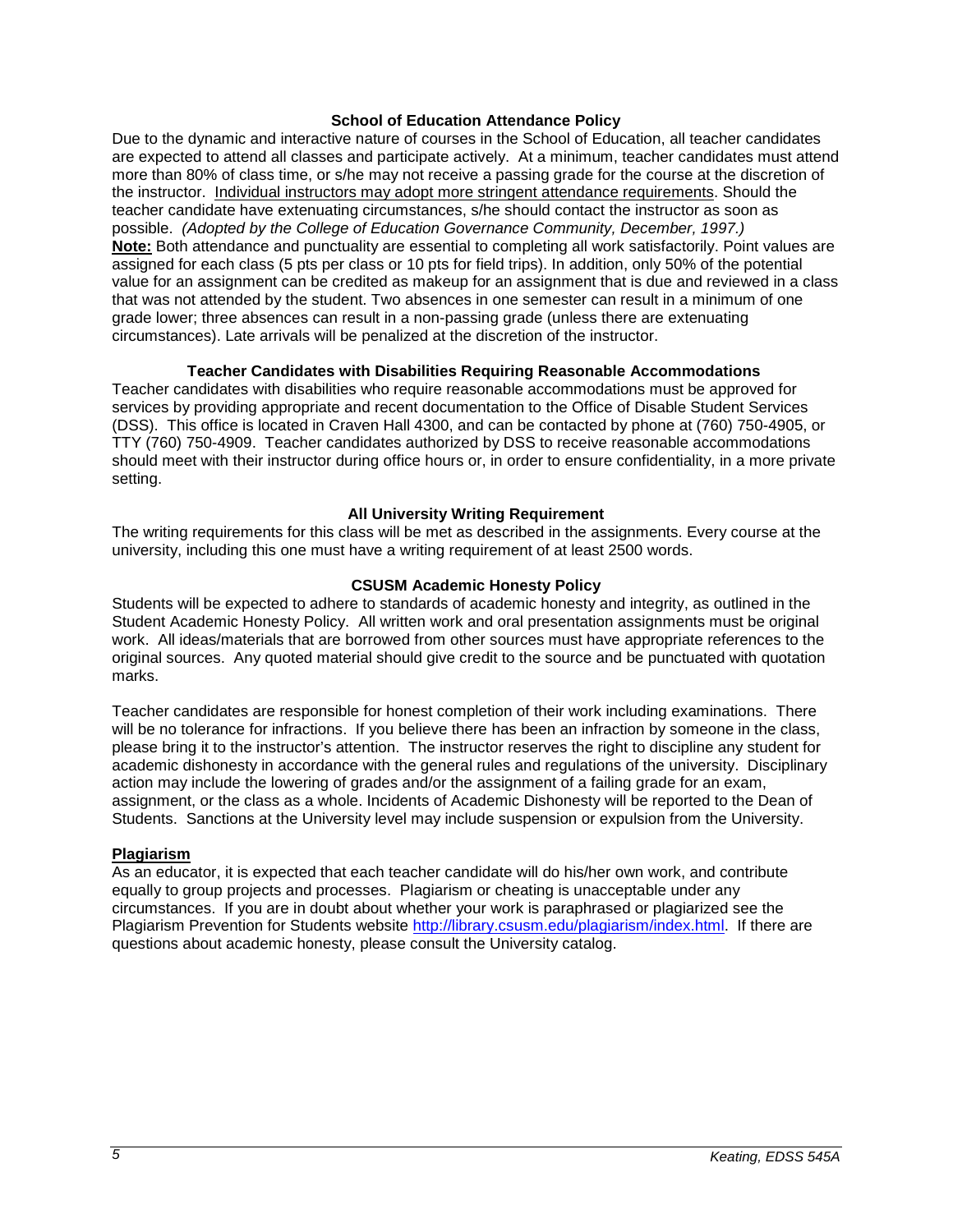### School of Education Attendance Policy

Due to the dynamic and interactive nature of courses in the School of Education, all teacher candidates are expected to attend all classes and participate actively. At a minimum, teacher candidates must attend more than 80% of class time, or s/he may not receive a passing grade for the course at the discretion of the instructor. <u>Individual instructors may adopt more stringent attendance requirements</u>. Should the teacher candidate have extenuating circumstances, s/he should contact the instructor as soon as possible. *(Adopted by the College of Education Governance Community, December, 1997.)*

**<u>Note:</u>** Both attendance and punctuality are essential to completing all work satisfactorily. Point values are assigned for each class (5 pts per class or 10 pts for field trips). In addition, only 50% of the potential value for an assignment can be credited as makeup for an assignment that is due and reviewed in a class that was not attended by the student. Two absences in one semester can result in a minimum of one grade lower; three absences can result in a non-passing grade (unless there are extenuating circumstances). Late arrivals will be penalized at the discretion of the instructor.

### Teacher Candidates with Disabilities Requiring Reasonable Accommodations

Teacher candidates with disabilities who require reasonable accommodations must be approved for services by providing appropriate and recent documentation to the Office of Disable Student Services (DSS). This office is located in Craven Hall 4300, and can be contacted by phone at (760) 750-4905, or TTY (760) 750-4909. Teacher candidates authorized by DSS to receive reasonable accommodations should meet with their instructor during office hours or, in order to ensure confidentiality, in a more private setting.

### All University Writing Requirement

The writing requirements for this class will be met as described in the assignments. Every course at the university, including this one must have a writing requirement of at least 2500 words.

### CSUSM Academic Honesty Policy

Students will be expected to adhere to standards of academic honesty and integrity, as outlined in the Student Academic Honesty Policy. All written work and oral presentation assignments must be original work. All ideas/materials that are borrowed from other sources must have appropriate references to the original sources. Any quoted material should give credit to the source and be punctuated with quotation marks.

Teacher candidates are responsible for honest completion of their work including examinations. There will be no tolerance for infractions. If you believe there has been an infraction by someone in the class, please bring it to the instructor's attention. The instructor reserves the right to discipline any student for academic dishonesty in accordance with the general rules and regulations of the university. Disciplinary action may include the lowering of grades and/or the assignment of a failing grade for an exam, assignment, or the class as a whole. Incidents of Academic Dishonesty will be reported to the Dean of Students. Sanctions at the University level may include suspension or expulsion from the University.

### <u>Plagiarism</u>

As an educator, it is expected that each teacher candidate will do his/her own work, and contribute equally to group projects and processes. Plagiarism or cheating is unacceptable under any circumstances. If you are in doubt about whether your work is paraphrased or plagiarized see the Plagiarism Prevention for Students website http://library.csusm.edu/plagiarism/index.html. If there are questions about academic honesty, please consult the University catalog.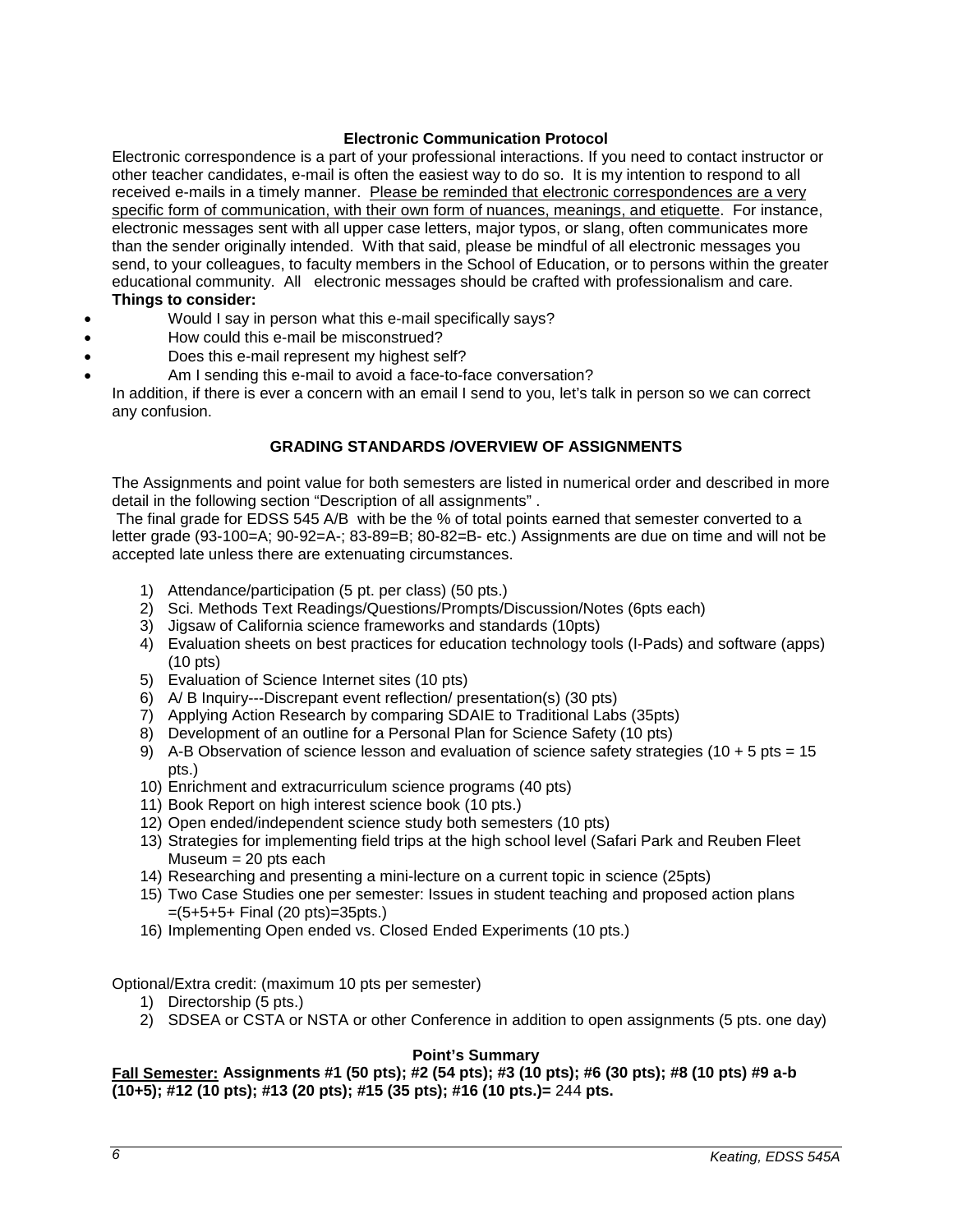### Electronic Communication Protocol

Electronic correspondence is a part of your professional interactions. If you need to contact instructor or other teacher candidates, e-mail is often the easiest way to do so. It is my intention to respond to all received e-mails in a timely manner. Please be reminded that electronic correspondences are a very specific form of communication, with their own form of nuances, meanings, and etiquette. For instance, electronic messages sent with all upper case letters, major typos, or slang, often communicates more than the sender originally intended. With that said, please be mindful of all electronic messages you send, to your colleagues, to faculty members in the School of Education, or to persons within the greater educational community. All electronic messages should be crafted with professionalism and care.

**Things to consider:**

- Would I say in person what this e-mail specifically says?
- How could this e-mail be misconstrued?
- Does this e-mail represent my highest self?
- Am I sending this e-mail to avoid a face-to-face conversation?

In addition, if there is ever a concern with an email I send to you, let's talk in person so we can correct any confusion.

### GRADING STANDARDS /OVERVIEW OF ASSIGNMENTS

The Assignments and point value for both semesters are listed in numerical order and described in more detail in the following section "Description of all assignments" .

The final grade for EDSS 545 A/B with be the % of total points earned that semester converted to a letter grade (93-100=A; 90-92=A-; 83-89=B; 80-82=B- etc.) Assignments are due on time and will not be accepted late unless there are extenuating circumstances.

1) Attendance/participation (5 pt. per class) (50 pts.)
2) Sci. Methods Text Readings/Questions/Prompts/Discussion/Notes (6pts each)
3) Jigsaw of California science frameworks and standards (10pts)
4) Evaluation sheets on best practices for education technology tools (I-Pads) and software (apps) (10 pts)
5) Evaluation of Science Internet sites (10 pts)
6) A/ B Inquiry---Discrepant event reflection/ presentation(s) (30 pts)
7) Applying Action Research by comparing SDAIE to Traditional Labs (35pts)
8) Development of an outline for a Personal Plan for Science Safety (10 pts)
9) A-B Observation of science lesson and evaluation of science safety strategies (10 + 5 pts = 15 pts.)
10) Enrichment and extracurriculum science programs (40 pts)
11) Book Report on high interest science book (10 pts.)
12) Open ended/independent science study both semesters (10 pts)
13) Strategies for implementing field trips at the high school level (Safari Park and Reuben Fleet Museum = 20 pts each
14) Researching and presenting a mini-lecture on a current topic in science (25pts)
15) Two Case Studies one per semester: Issues in student teaching and proposed action plans =(5+5+5+ Final (20 pts)=35pts.)
16) Implementing Open ended vs. Closed Ended Experiments (10 pts.)

Optional/Extra credit: (maximum 10 pts per semester)

1) Directorship (5 pts.)
2) SDSEA or CSTA or NSTA or other Conference in addition to open assignments (5 pts. one day)

**Point's Summary**

**Fall Semester: Assignments #1 (50 pts); #2 (54 pts); #3 (10 pts); #6 (30 pts); #8 (10 pts) #9 a-b (10+5); #12 (10 pts); #13 (20 pts); #15 (35 pts); #16 (10 pts.)=** 244 **pts.**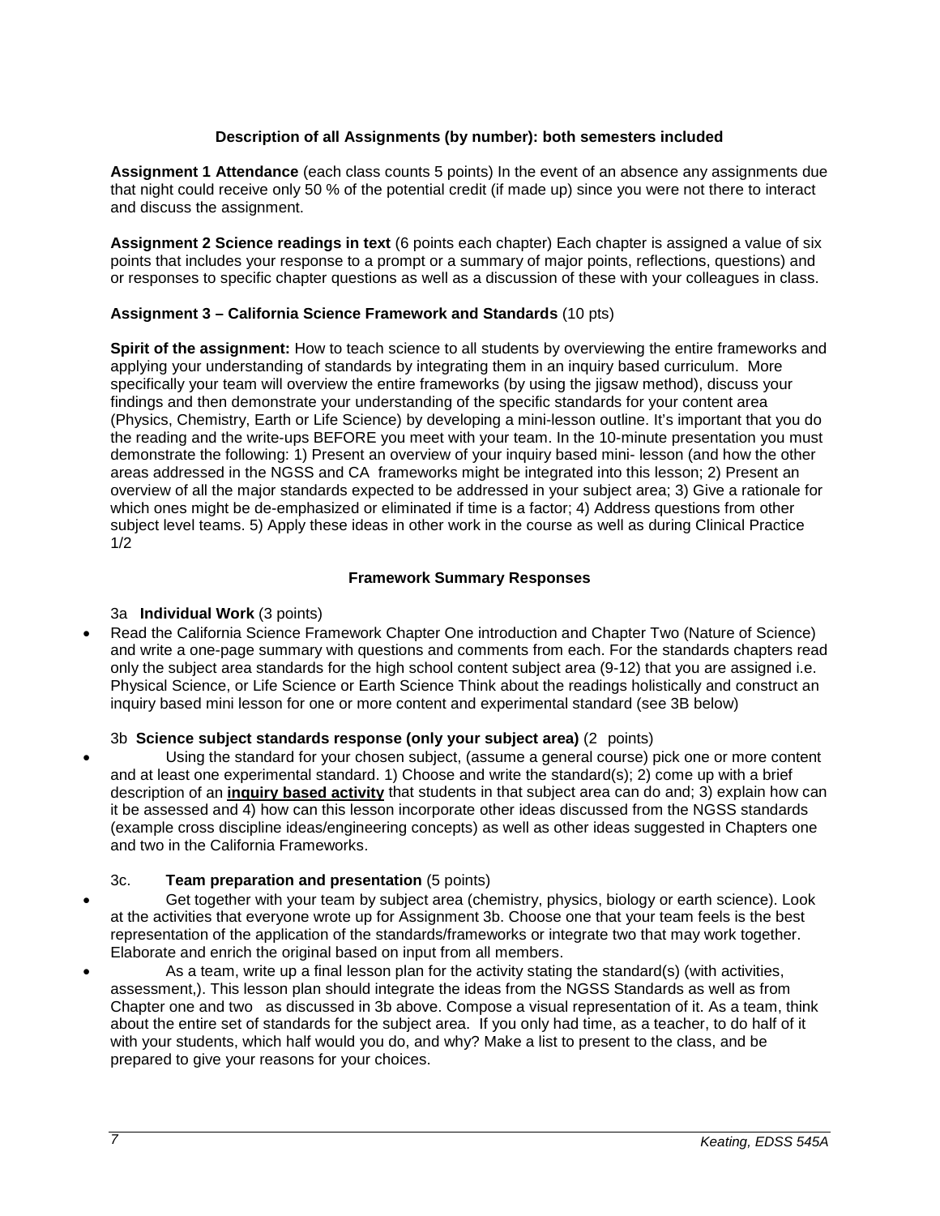### Description of all Assignments (by number): both semesters included

**Assignment 1 Attendance** (each class counts 5 points) In the event of an absence any assignments due that night could receive only 50 % of the potential credit (if made up) since you were not there to interact and discuss the assignment.

**Assignment 2 Science readings in text** (6 points each chapter) Each chapter is assigned a value of six points that includes your response to a prompt or a summary of major points, reflections, questions) and or responses to specific chapter questions as well as a discussion of these with your colleagues in class.

**Assignment 3 – California Science Framework and Standards** (10 pts)

**Spirit of the assignment:** How to teach science to all students by overviewing the entire frameworks and applying your understanding of standards by integrating them in an inquiry based curriculum. More specifically your team will overview the entire frameworks (by using the jigsaw method), discuss your findings and then demonstrate your understanding of the specific standards for your content area (Physics, Chemistry, Earth or Life Science) by developing a mini-lesson outline. It's important that you do the reading and the write-ups BEFORE you meet with your team. In the 10-minute presentation you must demonstrate the following: 1) Present an overview of your inquiry based mini- lesson (and how the other areas addressed in the NGSS and CA frameworks might be integrated into this lesson; 2) Present an overview of all the major standards expected to be addressed in your subject area; 3) Give a rationale for which ones might be de-emphasized or eliminated if time is a factor; 4) Address questions from other subject level teams. 5) Apply these ideas in other work in the course as well as during Clinical Practice 1/2

### Framework Summary Responses

3a **Individual Work** (3 points)

- Read the California Science Framework Chapter One introduction and Chapter Two (Nature of Science) and write a one-page summary with questions and comments from each. For the standards chapters read only the subject area standards for the high school content subject area (9-12) that you are assigned i.e. Physical Science, or Life Science or Earth Science Think about the readings holistically and construct an inquiry based mini lesson for one or more content and experimental standard (see 3B below)

3b **Science subject standards response (only your subject area)** (2 points)

- Using the standard for your chosen subject, (assume a general course) pick one or more content and at least one experimental standard. 1) Choose and write the standard(s); 2) come up with a brief description of an **<u>inquiry based activity</u>** that students in that subject area can do and; 3) explain how can it be assessed and 4) how can this lesson incorporate other ideas discussed from the NGSS standards (example cross discipline ideas/engineering concepts) as well as other ideas suggested in Chapters one and two in the California Frameworks.

3c. **Team preparation and presentation** (5 points)

- Get together with your team by subject area (chemistry, physics, biology or earth science). Look at the activities that everyone wrote up for Assignment 3b. Choose one that your team feels is the best representation of the application of the standards/frameworks or integrate two that may work together. Elaborate and enrich the original based on input from all members.
- As a team, write up a final lesson plan for the activity stating the standard(s) (with activities, assessment,). This lesson plan should integrate the ideas from the NGSS Standards as well as from Chapter one and two as discussed in 3b above. Compose a visual representation of it. As a team, think about the entire set of standards for the subject area. If you only had time, as a teacher, to do half of it with your students, which half would you do, and why? Make a list to present to the class, and be prepared to give your reasons for your choices.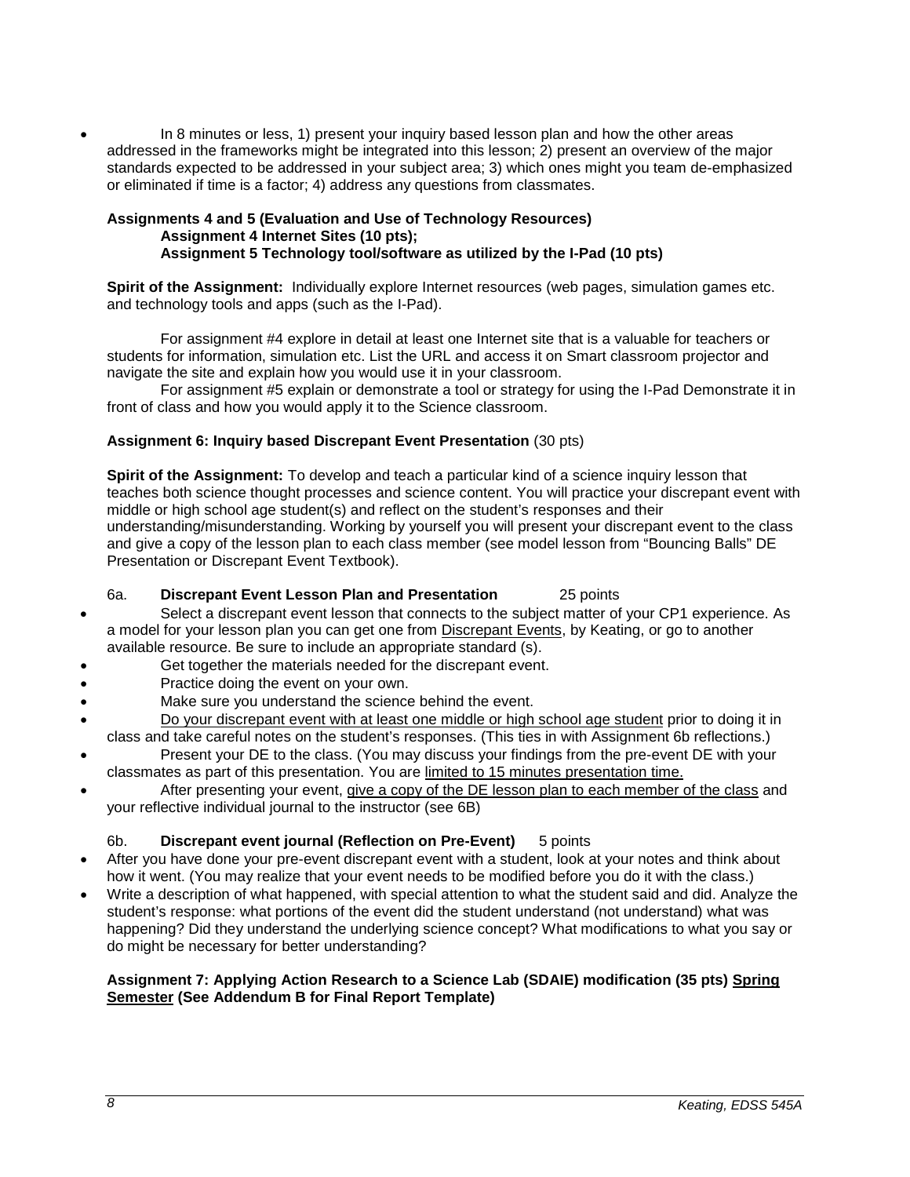- In 8 minutes or less, 1) present your inquiry based lesson plan and how the other areas addressed in the frameworks might be integrated into this lesson; 2) present an overview of the major standards expected to be addressed in your subject area; 3) which ones might you team de-emphasized or eliminated if time is a factor; 4) address any questions from classmates.

**Assignments 4 and 5 (Evaluation and Use of Technology Resources)**
**Assignment 4 Internet Sites (10 pts);**
**Assignment 5 Technology tool/software as utilized by the I-Pad (10 pts)**

**Spirit of the Assignment:** Individually explore Internet resources (web pages, simulation games etc. and technology tools and apps (such as the I-Pad).

For assignment #4 explore in detail at least one Internet site that is a valuable for teachers or students for information, simulation etc. List the URL and access it on Smart classroom projector and navigate the site and explain how you would use it in your classroom.

For assignment #5 explain or demonstrate a tool or strategy for using the I-Pad Demonstrate it in front of class and how you would apply it to the Science classroom.

**Assignment 6: Inquiry based Discrepant Event Presentation** (30 pts)

**Spirit of the Assignment:** To develop and teach a particular kind of a science inquiry lesson that teaches both science thought processes and science content. You will practice your discrepant event with middle or high school age student(s) and reflect on the student's responses and their understanding/misunderstanding. Working by yourself you will present your discrepant event to the class and give a copy of the lesson plan to each class member (see model lesson from "Bouncing Balls" DE Presentation or Discrepant Event Textbook).

6a. **Discrepant Event Lesson Plan and Presentation** 25 points

- Select a discrepant event lesson that connects to the subject matter of your CP1 experience. As a model for your lesson plan you can get one from Discrepant Events, by Keating, or go to another available resource. Be sure to include an appropriate standard (s).
- Get together the materials needed for the discrepant event.
- Practice doing the event on your own.
- Make sure you understand the science behind the event.
- Do your discrepant event with at least one middle or high school age student prior to doing it in class and take careful notes on the student's responses. (This ties in with Assignment 6b reflections.)
- Present your DE to the class. (You may discuss your findings from the pre-event DE with your classmates as part of this presentation. You are limited to 15 minutes presentation time.
- After presenting your event, give a copy of the DE lesson plan to each member of the class and your reflective individual journal to the instructor (see 6B)

6b. **Discrepant event journal (Reflection on Pre-Event)** 5 points

- After you have done your pre-event discrepant event with a student, look at your notes and think about how it went. (You may realize that your event needs to be modified before you do it with the class.)
- Write a description of what happened, with special attention to what the student said and did. Analyze the student's response: what portions of the event did the student understand (not understand) what was happening? Did they understand the underlying science concept? What modifications to what you say or do might be necessary for better understanding?

**Assignment 7: Applying Action Research to a Science Lab (SDAIE) modification (35 pts) Spring Semester (See Addendum B for Final Report Template)**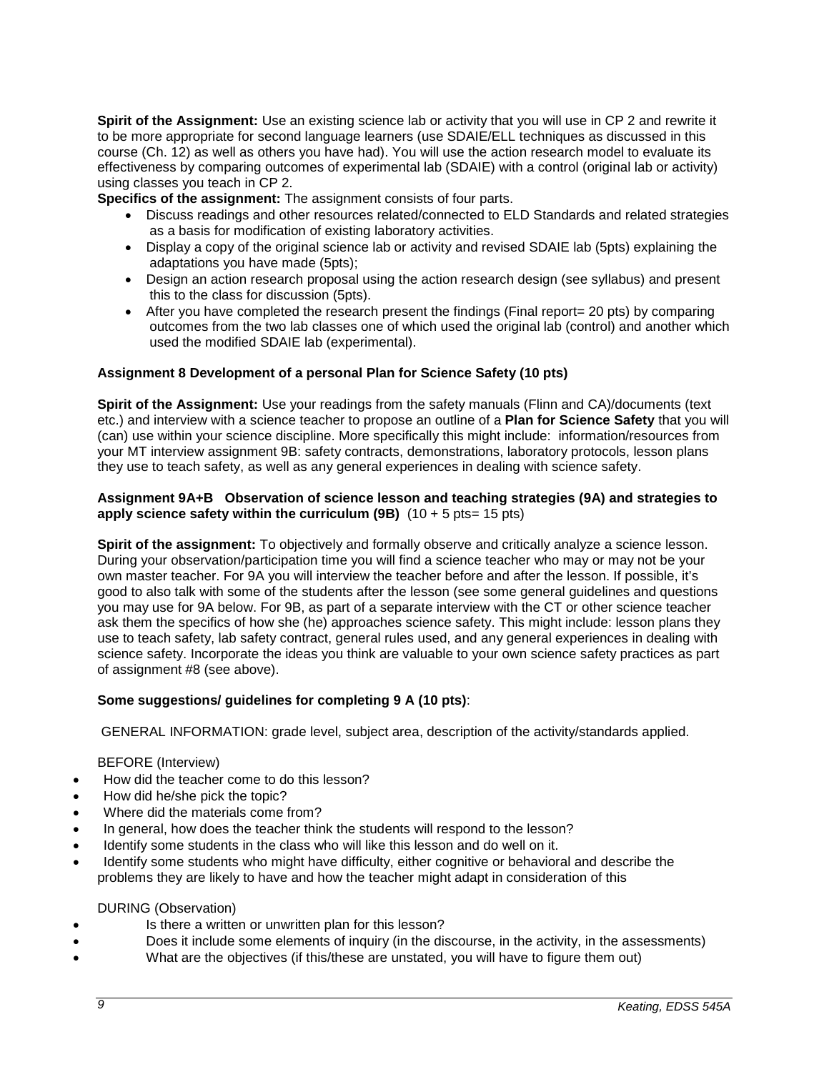**Spirit of the Assignment:** Use an existing science lab or activity that you will use in CP 2 and rewrite it to be more appropriate for second language learners (use SDAIE/ELL techniques as discussed in this course (Ch. 12) as well as others you have had). You will use the action research model to evaluate its effectiveness by comparing outcomes of experimental lab (SDAIE) with a control (original lab or activity) using classes you teach in CP 2.

**Specifics of the assignment:** The assignment consists of four parts.

- Discuss readings and other resources related/connected to ELD Standards and related strategies as a basis for modification of existing laboratory activities.
- Display a copy of the original science lab or activity and revised SDAIE lab (5pts) explaining the adaptations you have made (5pts);
- Design an action research proposal using the action research design (see syllabus) and present this to the class for discussion (5pts).
- After you have completed the research present the findings (Final report= 20 pts) by comparing outcomes from the two lab classes one of which used the original lab (control) and another which used the modified SDAIE lab (experimental).

**Assignment 8 Development of a personal Plan for Science Safety (10 pts)**

**Spirit of the Assignment:** Use your readings from the safety manuals (Flinn and CA)/documents (text etc.) and interview with a science teacher to propose an outline of a **Plan for Science Safety** that you will (can) use within your science discipline. More specifically this might include: information/resources from your MT interview assignment 9B: safety contracts, demonstrations, laboratory protocols, lesson plans they use to teach safety, as well as any general experiences in dealing with science safety.

**Assignment 9A+B Observation of science lesson and teaching strategies (9A) and strategies to apply science safety within the curriculum (9B)** (10 + 5 pts= 15 pts)

**Spirit of the assignment:** To objectively and formally observe and critically analyze a science lesson. During your observation/participation time you will find a science teacher who may or may not be your own master teacher. For 9A you will interview the teacher before and after the lesson. If possible, it's good to also talk with some of the students after the lesson (see some general guidelines and questions you may use for 9A below. For 9B, as part of a separate interview with the CT or other science teacher ask them the specifics of how she (he) approaches science safety. This might include: lesson plans they use to teach safety, lab safety contract, general rules used, and any general experiences in dealing with science safety. Incorporate the ideas you think are valuable to your own science safety practices as part of assignment #8 (see above).

**Some suggestions/ guidelines for completing 9 A (10 pts)**:

GENERAL INFORMATION: grade level, subject area, description of the activity/standards applied.

BEFORE (Interview)

- How did the teacher come to do this lesson?
- How did he/she pick the topic?
- Where did the materials come from?
- In general, how does the teacher think the students will respond to the lesson?
- Identify some students in the class who will like this lesson and do well on it.
- Identify some students who might have difficulty, either cognitive or behavioral and describe the problems they are likely to have and how the teacher might adapt in consideration of this

DURING (Observation)

- Is there a written or unwritten plan for this lesson?
- Does it include some elements of inquiry (in the discourse, in the activity, in the assessments)
- What are the objectives (if this/these are unstated, you will have to figure them out)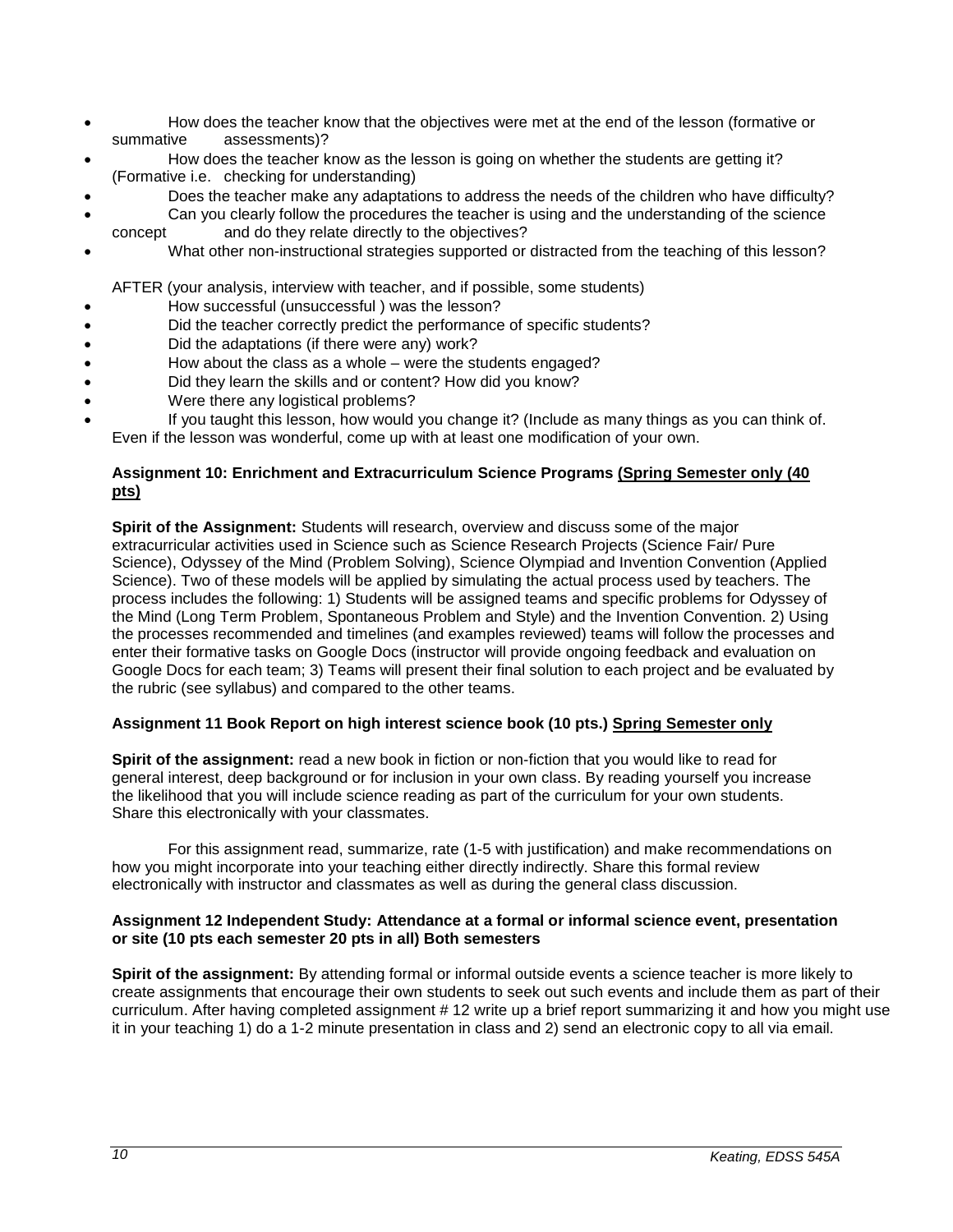- How does the teacher know that the objectives were met at the end of the lesson (formative or summative assessments)?
- How does the teacher know as the lesson is going on whether the students are getting it? (Formative i.e. checking for understanding)
- Does the teacher make any adaptations to address the needs of the children who have difficulty?
- Can you clearly follow the procedures the teacher is using and the understanding of the science concept and do they relate directly to the objectives?
- What other non-instructional strategies supported or distracted from the teaching of this lesson?

AFTER (your analysis, interview with teacher, and if possible, some students)

- How successful (unsuccessful ) was the lesson?
- Did the teacher correctly predict the performance of specific students?
- Did the adaptations (if there were any) work?
- How about the class as a whole – were the students engaged?
- Did they learn the skills and or content? How did you know?
- Were there any logistical problems?
- If you taught this lesson, how would you change it? (Include as many things as you can think of. Even if the lesson was wonderful, come up with at least one modification of your own.

**Assignment 10: Enrichment and Extracurriculum Science Programs <u>(Spring Semester only (40 pts)</u>**

**Spirit of the Assignment:** Students will research, overview and discuss some of the major extracurricular activities used in Science such as Science Research Projects (Science Fair/ Pure Science), Odyssey of the Mind (Problem Solving), Science Olympiad and Invention Convention (Applied Science). Two of these models will be applied by simulating the actual process used by teachers. The process includes the following: 1) Students will be assigned teams and specific problems for Odyssey of the Mind (Long Term Problem, Spontaneous Problem and Style) and the Invention Convention. 2) Using the processes recommended and timelines (and examples reviewed) teams will follow the processes and enter their formative tasks on Google Docs (instructor will provide ongoing feedback and evaluation on Google Docs for each team; 3) Teams will present their final solution to each project and be evaluated by the rubric (see syllabus) and compared to the other teams.

**Assignment 11 Book Report on high interest science book (10 pts.) <u>Spring Semester only</u>**

**Spirit of the assignment:** read a new book in fiction or non-fiction that you would like to read for general interest, deep background or for inclusion in your own class. By reading yourself you increase the likelihood that you will include science reading as part of the curriculum for your own students. Share this electronically with your classmates.

For this assignment read, summarize, rate (1-5 with justification) and make recommendations on how you might incorporate into your teaching either directly indirectly. Share this formal review electronically with instructor and classmates as well as during the general class discussion.

**Assignment 12 Independent Study: Attendance at a formal or informal science event, presentation or site (10 pts each semester 20 pts in all) Both semesters**

**Spirit of the assignment:** By attending formal or informal outside events a science teacher is more likely to create assignments that encourage their own students to seek out such events and include them as part of their curriculum. After having completed assignment # 12 write up a brief report summarizing it and how you might use it in your teaching 1) do a 1-2 minute presentation in class and 2) send an electronic copy to all via email.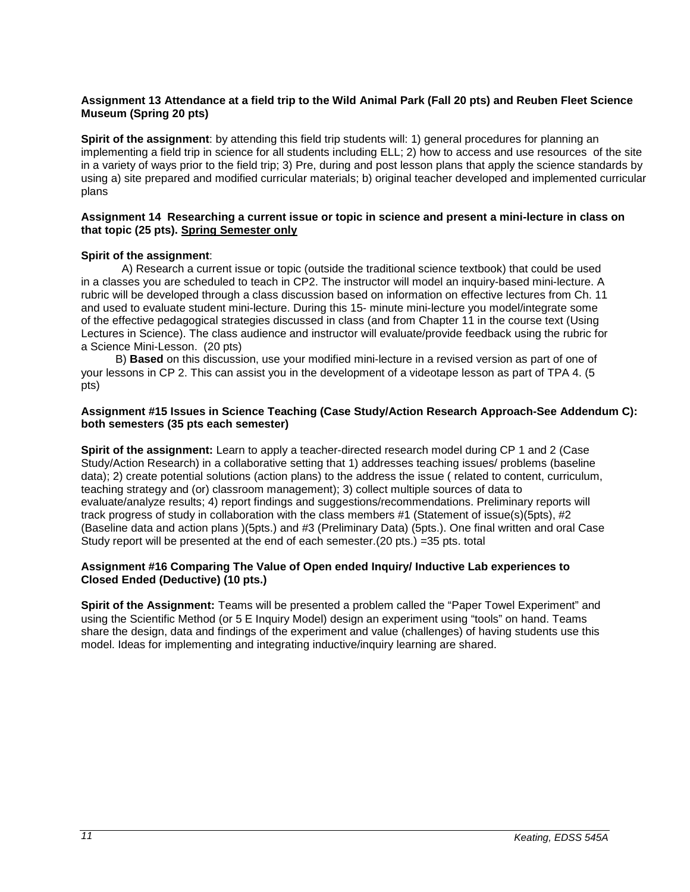**Assignment 13 Attendance at a field trip to the Wild Animal Park (Fall 20 pts) and Reuben Fleet Science Museum (Spring 20 pts)**

**Spirit of the assignment**: by attending this field trip students will: 1) general procedures for planning an implementing a field trip in science for all students including ELL; 2) how to access and use resources of the site in a variety of ways prior to the field trip; 3) Pre, during and post lesson plans that apply the science standards by using a) site prepared and modified curricular materials; b) original teacher developed and implemented curricular plans

**Assignment 14 Researching a current issue or topic in science and present a mini-lecture in class on that topic (25 pts). <u>Spring Semester only</u>**

**Spirit of the assignment**:

A) Research a current issue or topic (outside the traditional science textbook) that could be used in a classes you are scheduled to teach in CP2. The instructor will model an inquiry-based mini-lecture. A rubric will be developed through a class discussion based on information on effective lectures from Ch. 11 and used to evaluate student mini-lecture. During this 15- minute mini-lecture you model/integrate some of the effective pedagogical strategies discussed in class (and from Chapter 11 in the course text (Using Lectures in Science). The class audience and instructor will evaluate/provide feedback using the rubric for a Science Mini-Lesson. (20 pts)

B) **Based** on this discussion, use your modified mini-lecture in a revised version as part of one of your lessons in CP 2. This can assist you in the development of a videotape lesson as part of TPA 4. (5 pts)

**Assignment #15 Issues in Science Teaching (Case Study/Action Research Approach-See Addendum C): both semesters (35 pts each semester)**

**Spirit of the assignment:** Learn to apply a teacher-directed research model during CP 1 and 2 (Case Study/Action Research) in a collaborative setting that 1) addresses teaching issues/ problems (baseline data); 2) create potential solutions (action plans) to the address the issue ( related to content, curriculum, teaching strategy and (or) classroom management); 3) collect multiple sources of data to evaluate/analyze results; 4) report findings and suggestions/recommendations. Preliminary reports will track progress of study in collaboration with the class members #1 (Statement of issue(s)(5pts), #2 (Baseline data and action plans )(5pts.) and #3 (Preliminary Data) (5pts.). One final written and oral Case Study report will be presented at the end of each semester.(20 pts.) =35 pts. total

**Assignment #16 Comparing The Value of Open ended Inquiry/ Inductive Lab experiences to Closed Ended (Deductive) (10 pts.)**

**Spirit of the Assignment:** Teams will be presented a problem called the "Paper Towel Experiment" and using the Scientific Method (or 5 E Inquiry Model) design an experiment using "tools" on hand. Teams share the design, data and findings of the experiment and value (challenges) of having students use this model. Ideas for implementing and integrating inductive/inquiry learning are shared.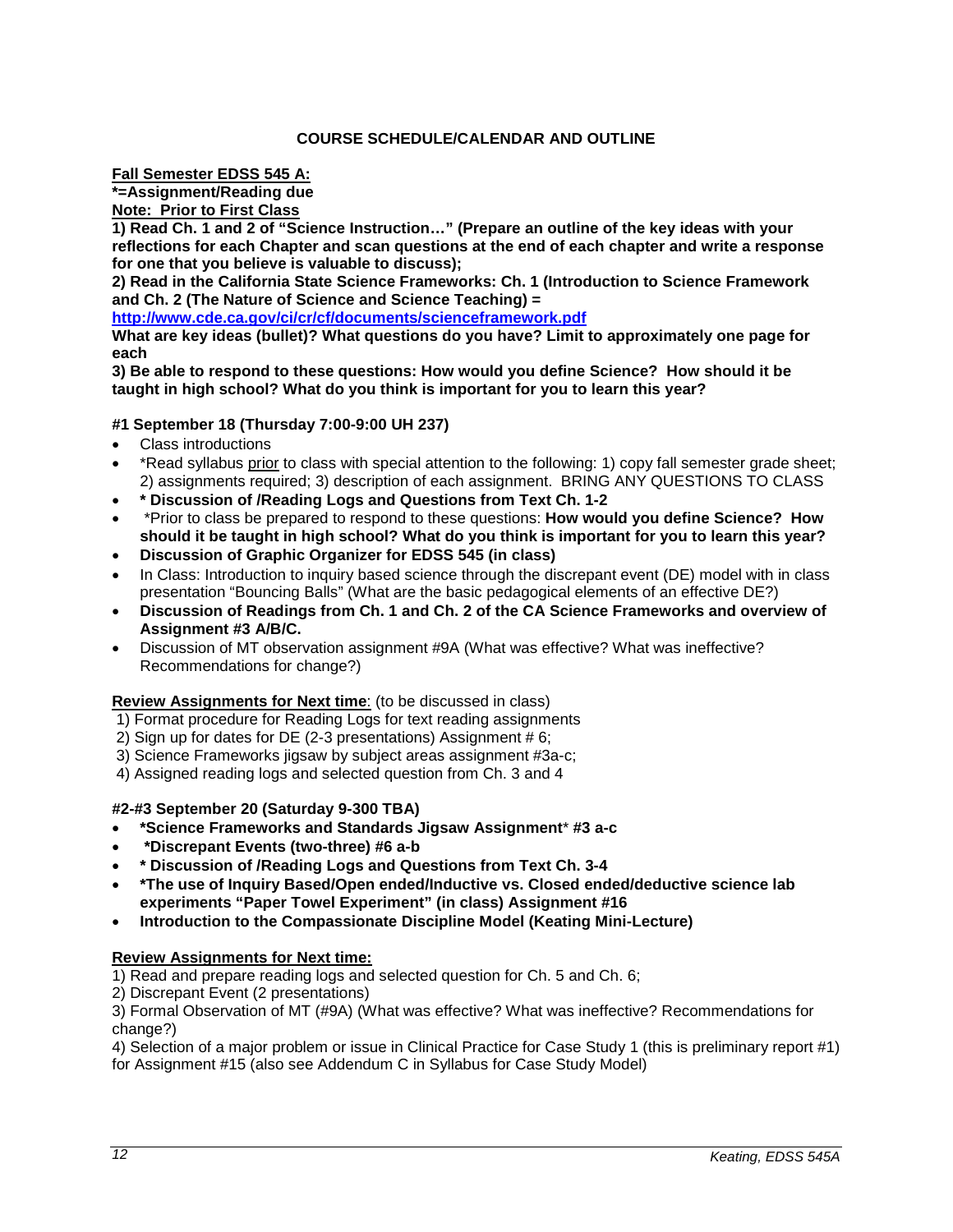## COURSE SCHEDULE/CALENDAR AND OUTLINE

**Fall Semester EDSS 545 A:**

***=Assignment/Reading due**

**Note: Prior to First Class**

**1) Read Ch. 1 and 2 of "Science Instruction…" (Prepare an outline of the key ideas with your reflections for each Chapter and scan questions at the end of each chapter and write a response for one that you believe is valuable to discuss);**

**2) Read in the California State Science Frameworks: Ch. 1 (Introduction to Science Framework and Ch. 2 (The Nature of Science and Science Teaching) = [http://www.cde.ca.gov/ci/cr/cf/documents/scienceframework.pdf](http://www.cde.ca.gov/ci/cr/cf/documents/scienceframework.pdf)**

**What are key ideas (bullet)? What questions do you have? Limit to approximately one page for each**

**3) Be able to respond to these questions: How would you define Science? How should it be taught in high school? What do you think is important for you to learn this year?**

**#1 September 18 (Thursday 7:00-9:00 UH 237)**

- Class introductions
- *Read syllabus prior to class with special attention to the following: 1) copy fall semester grade sheet; 2) assignments required; 3) description of each assignment. BRING ANY QUESTIONS TO CLASS
- *** Discussion of /Reading Logs and Questions from Text Ch. 1-2**
- *Prior to class be prepared to respond to these questions: **How would you define Science? How should it be taught in high school? What do you think is important for you to learn this year?**
- **Discussion of Graphic Organizer for EDSS 545 (in class)**
- In Class: Introduction to inquiry based science through the discrepant event (DE) model with in class presentation "Bouncing Balls" (What are the basic pedagogical elements of an effective DE?)
- **Discussion of Readings from Ch. 1 and Ch. 2 of the CA Science Frameworks and overview of Assignment #3 A/B/C.**
- Discussion of MT observation assignment #9A (What was effective? What was ineffective? Recommendations for change?)

**Review Assignments for Next time**: (to be discussed in class)

1) Format procedure for Reading Logs for text reading assignments
2) Sign up for dates for DE (2-3 presentations) Assignment # 6;
3) Science Frameworks jigsaw by subject areas assignment #3a-c;
4) Assigned reading logs and selected question from Ch. 3 and 4

**#2-#3 September 20 (Saturday 9-300 TBA)**

- ***Science Frameworks and Standards Jigsaw Assignment* #3 a-c**
- ***Discrepant Events (two-three) #6 a-b**
- *** Discussion of /Reading Logs and Questions from Text Ch. 3-4**
- ***The use of Inquiry Based/Open ended/Inductive vs. Closed ended/deductive science lab experiments "Paper Towel Experiment" (in class) Assignment #16**
- **Introduction to the Compassionate Discipline Model (Keating Mini-Lecture)**

**Review Assignments for Next time:**

1) Read and prepare reading logs and selected question for Ch. 5 and Ch. 6;
2) Discrepant Event (2 presentations)
3) Formal Observation of MT (#9A) (What was effective? What was ineffective? Recommendations for change?)
4) Selection of a major problem or issue in Clinical Practice for Case Study 1 (this is preliminary report #1) for Assignment #15 (also see Addendum C in Syllabus for Case Study Model)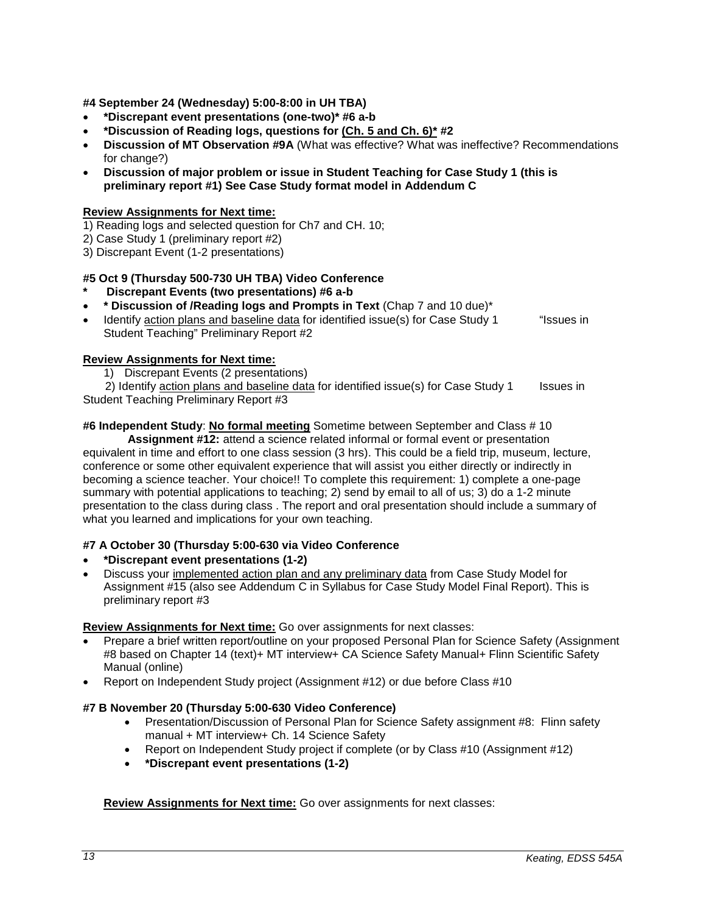**#4 September 24 (Wednesday) 5:00-8:00 in UH TBA)**

- ***Discrepant event presentations (one-two)* #6 a-b**
- ***Discussion of Reading logs, questions for <u>(Ch. 5 and Ch. 6)*</u> #2**
- **Discussion of MT Observation #9A** (What was effective? What was ineffective? Recommendations for change?)
- **Discussion of major problem or issue in Student Teaching for Case Study 1 (this is preliminary report #1) See Case Study format model in Addendum C**

**<u>Review Assignments for Next time:</u>**

1) Reading logs and selected question for Ch7 and CH. 10;
2) Case Study 1 (preliminary report #2)
3) Discrepant Event (1-2 presentations)

**#5 Oct 9 (Thursday 500-730 UH TBA) Video Conference**

- **Discrepant Events (two presentations) #6 a-b**
- *** Discussion of /Reading logs and Prompts in Text** (Chap 7 and 10 due)*
- Identify <u>action plans and baseline data</u> for identified issue(s) for Case Study 1 "Issues in Student Teaching" Preliminary Report #2

**<u>Review Assignments for Next time:</u>**

1) Discrepant Events (2 presentations)
2) Identify <u>action plans and baseline data</u> for identified issue(s) for Case Study 1 Issues in Student Teaching Preliminary Report #3

**#6 Independent Study**: **<u>No formal meeting</u>** Sometime between September and Class # 10

**Assignment #12:** attend a science related informal or formal event or presentation equivalent in time and effort to one class session (3 hrs). This could be a field trip, museum, lecture, conference or some other equivalent experience that will assist you either directly or indirectly in becoming a science teacher. Your choice!! To complete this requirement: 1) complete a one-page summary with potential applications to teaching; 2) send by email to all of us; 3) do a 1-2 minute presentation to the class during class . The report and oral presentation should include a summary of what you learned and implications for your own teaching.

**#7 A October 30 (Thursday 5:00-630 via Video Conference**

- ***Discrepant event presentations (1-2)**
- Discuss your <u>implemented action plan and any preliminary data</u> from Case Study Model for Assignment #15 (also see Addendum C in Syllabus for Case Study Model Final Report). This is preliminary report #3

**<u>Review Assignments for Next time:</u>** Go over assignments for next classes:

- Prepare a brief written report/outline on your proposed Personal Plan for Science Safety (Assignment #8 based on Chapter 14 (text)+ MT interview+ CA Science Safety Manual+ Flinn Scientific Safety Manual (online)
- Report on Independent Study project (Assignment #12) or due before Class #10

**#7 B November 20 (Thursday 5:00-630 Video Conference)**

- Presentation/Discussion of Personal Plan for Science Safety assignment #8: Flinn safety manual + MT interview+ Ch. 14 Science Safety
- Report on Independent Study project if complete (or by Class #10 (Assignment #12)
- ***Discrepant event presentations (1-2)**

**<u>Review Assignments for Next time:</u>** Go over assignments for next classes: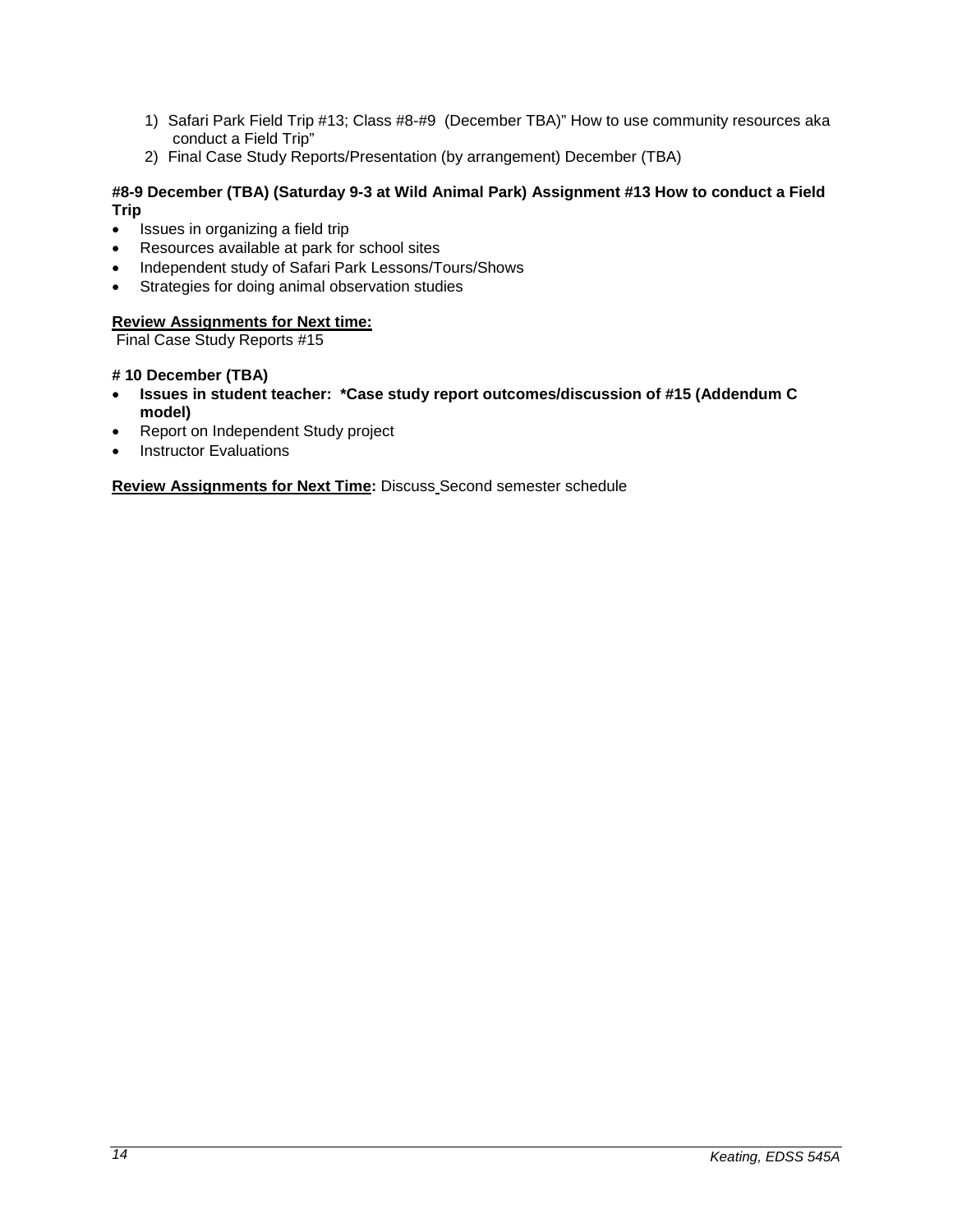1) Safari Park Field Trip #13; Class #8-#9 (December TBA)" How to use community resources aka conduct a Field Trip"
2) Final Case Study Reports/Presentation (by arrangement) December (TBA)

**#8-9 December (TBA) (Saturday 9-3 at Wild Animal Park) Assignment #13 How to conduct a Field Trip**

- Issues in organizing a field trip
- Resources available at park for school sites
- Independent study of Safari Park Lessons/Tours/Shows
- Strategies for doing animal observation studies

**Review Assignments for Next time:**
Final Case Study Reports #15

**# 10 December (TBA)**

- **Issues in student teacher: *Case study report outcomes/discussion of #15 (Addendum C model)**
- Report on Independent Study project
- Instructor Evaluations

**Review Assignments for Next Time:** Discuss Second semester schedule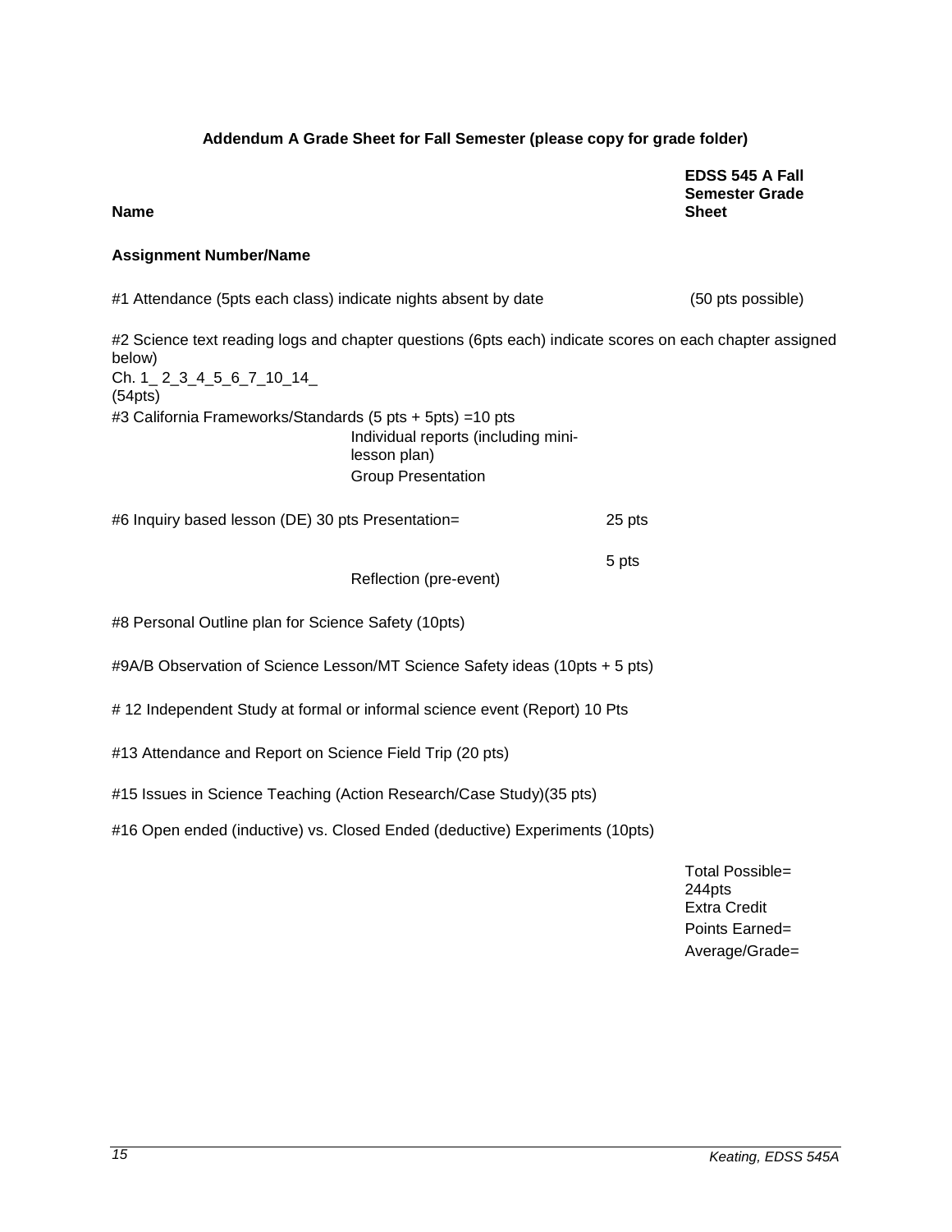**Addendum A Grade Sheet for Fall Semester (please copy for grade folder)**

**Name** **EDSS 545 A Fall Semester Grade Sheet**

**Assignment Number/Name**

#1 Attendance (5pts each class) indicate nights absent by date (50 pts possible)

#2 Science text reading logs and chapter questions (6pts each) indicate scores on each chapter assigned below)
Ch. 1_ 2_3_4_5_6_7_10_14_
(54pts)

#3 California Frameworks/Standards (5 pts + 5pts) =10 pts
Individual reports (including mini-lesson plan)
Group Presentation

#6 Inquiry based lesson (DE) 30 pts Presentation= 25 pts

Reflection (pre-event) 5 pts

#8 Personal Outline plan for Science Safety (10pts)

#9A/B Observation of Science Lesson/MT Science Safety ideas (10pts + 5 pts)

# 12 Independent Study at formal or informal science event (Report) 10 Pts

#13 Attendance and Report on Science Field Trip (20 pts)

#15 Issues in Science Teaching (Action Research/Case Study)(35 pts)

#16 Open ended (inductive) vs. Closed Ended (deductive) Experiments (10pts)

Total Possible= 244pts
Extra Credit
Points Earned=
Average/Grade=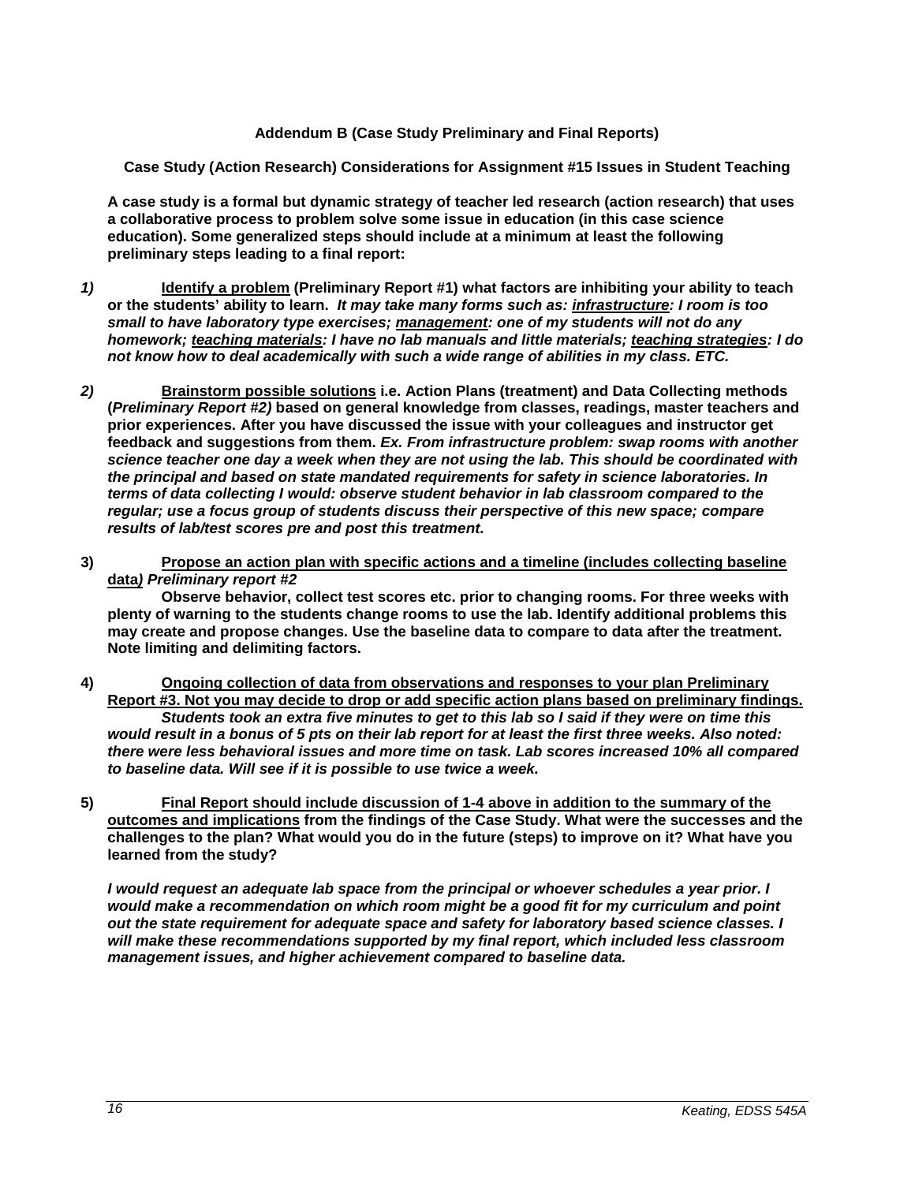**Addendum B (Case Study Preliminary and Final Reports)**

**Case Study (Action Research) Considerations for Assignment #15 Issues in Student Teaching**

**A case study is a formal but dynamic strategy of teacher led research (action research) that uses a collaborative process to problem solve some issue in education (in this case science education). Some generalized steps should include at a minimum at least the following preliminary steps leading to a final report:**

***1)*** **<u>Identify a problem</u> (Preliminary Report #1) what factors are inhibiting your ability to teach or the students' ability to learn.** ***It may take many forms such as: <u>infrastructure</u>: I room is too small to have laboratory type exercises; <u>management</u>: one of my students will not do any homework; <u>teaching materials</u>: I have no lab manuals and little materials; <u>teaching strategies</u>: I do not know how to deal academically with such a wide range of abilities in my class. ETC.***

***2)*** **<u>Brainstorm possible solutions</u> i.e. Action Plans (treatment) and Data Collecting methods (*Preliminary Report #2)* based on general knowledge from classes, readings, master teachers and prior experiences. After you have discussed the issue with your colleagues and instructor get feedback and suggestions from them.** ***Ex. From infrastructure problem: swap rooms with another science teacher one day a week when they are not using the lab. This should be coordinated with the principal and based on state mandated requirements for safety in science laboratories. In terms of data collecting I would: observe student behavior in lab classroom compared to the regular; use a focus group of students discuss their perspective of this new space; compare results of lab/test scores pre and post this treatment.***

**3)** **<u>Propose an action plan with specific actions and a timeline (includes collecting baseline data</u>*) Preliminary report #2*** 
**Observe behavior, collect test scores etc. prior to changing rooms. For three weeks with plenty of warning to the students change rooms to use the lab. Identify additional problems this may create and propose changes. Use the baseline data to compare to data after the treatment. Note limiting and delimiting factors.**

**4)** **<u>Ongoing collection of data from observations and responses to your plan Preliminary Report #3. Not you may decide to drop or add specific action plans based on preliminary findings.</u>** 
***Students took an extra five minutes to get to this lab so I said if they were on time this would result in a bonus of 5 pts on their lab report for at least the first three weeks. Also noted: there were less behavioral issues and more time on task. Lab scores increased 10% all compared to baseline data. Will see if it is possible to use twice a week.***

**5)** **<u>Final Report should include discussion of 1-4 above in addition to the summary of the outcomes and implications</u> from the findings of the Case Study. What were the successes and the challenges to the plan? What would you do in the future (steps) to improve on it? What have you learned from the study?**

***I would request an adequate lab space from the principal or whoever schedules a year prior. I would make a recommendation on which room might be a good fit for my curriculum and point out the state requirement for adequate space and safety for laboratory based science classes. I will make these recommendations supported by my final report, which included less classroom management issues, and higher achievement compared to baseline data.***